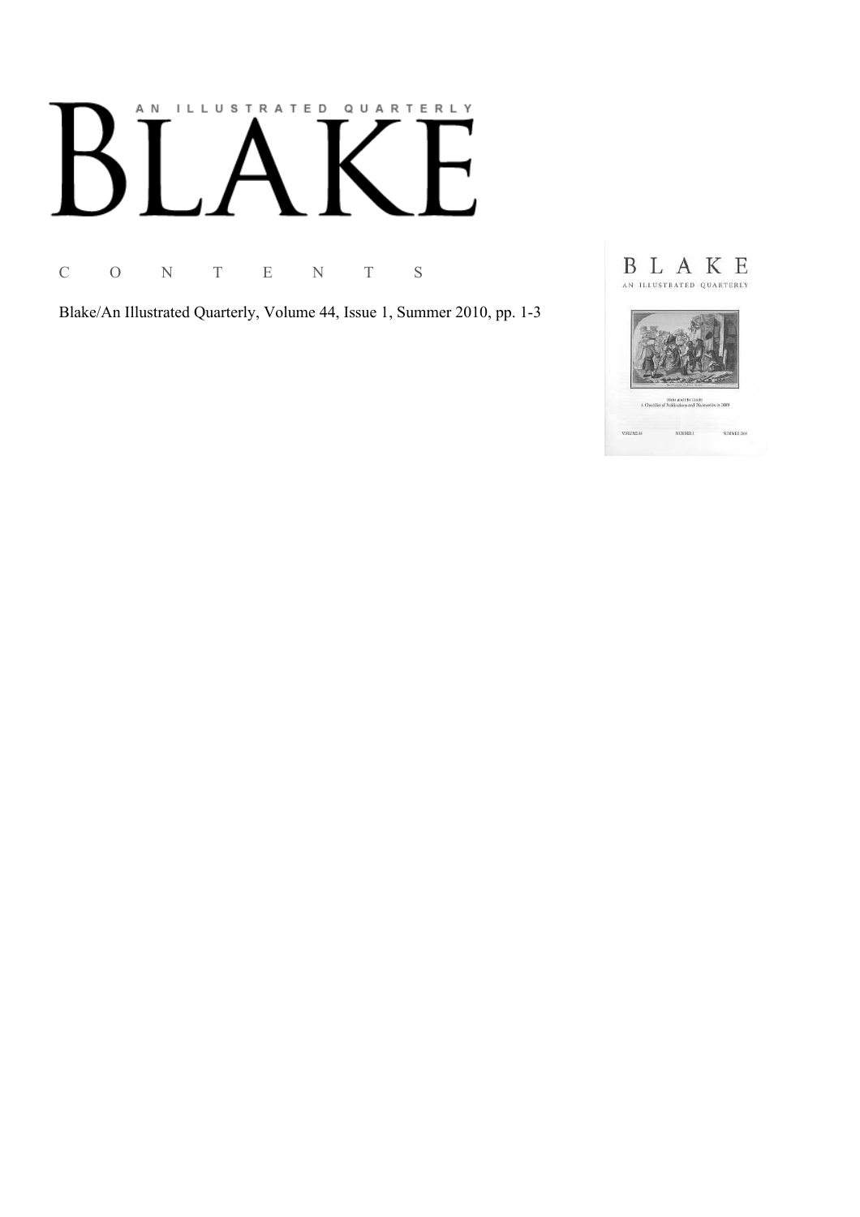# AN ILLUSTRATED QUARTERLY
# BLAKE

C O N T E N T S

Blake/An Illustrated Quarterly, Volume 44, Issue 1, Summer 2010, pp. 1-3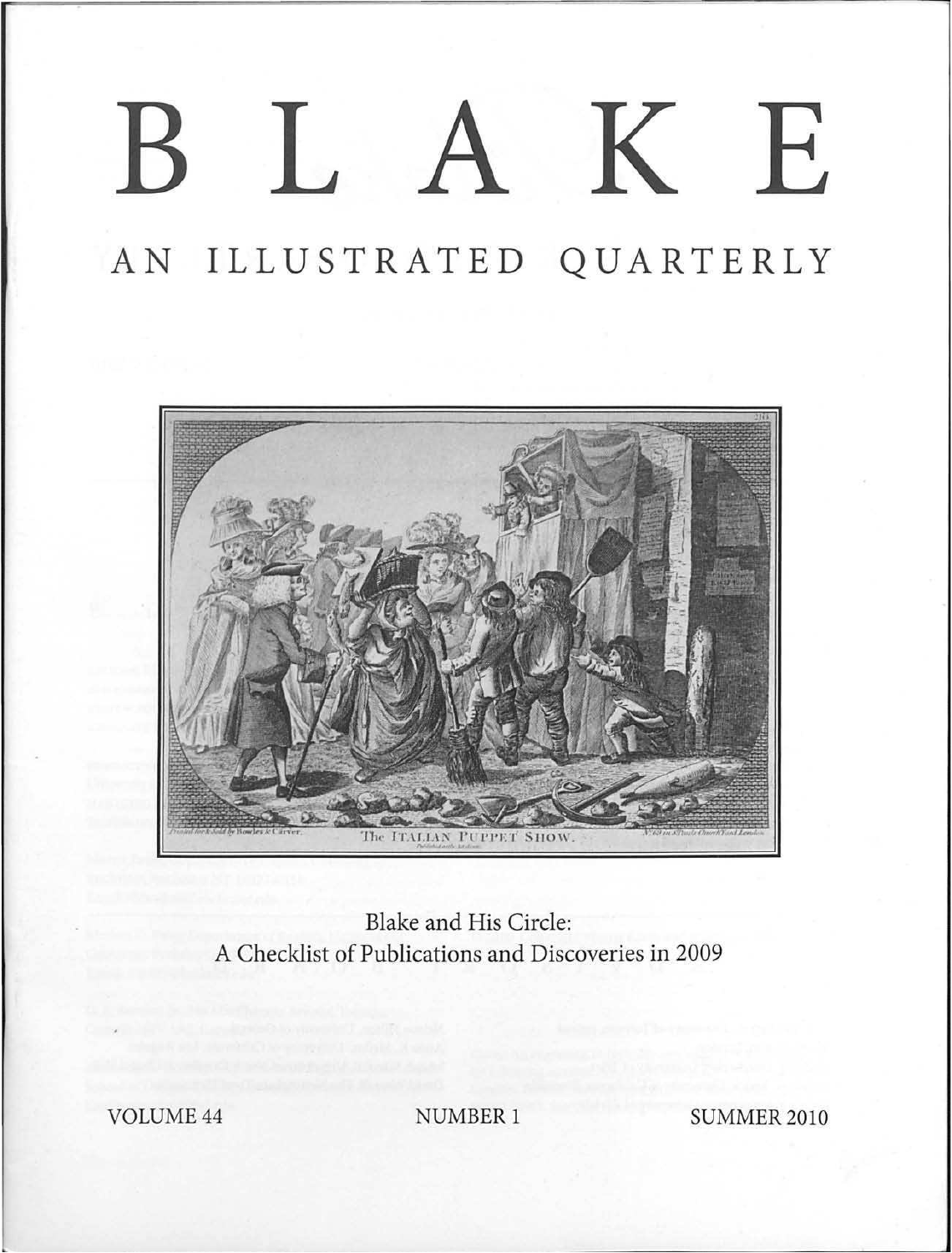# B L A K E

## AN ILLUSTRATED QUARTERLY

Printed for & Sold by Bowles & Carver. The ITALIAN PUPPET SHOW. No. 69 in St Paul's Church Yard London

Blake and His Circle:
A Checklist of Publications and Discoveries in 2009

VOLUME 44 NUMBER 1 SUMMER 2010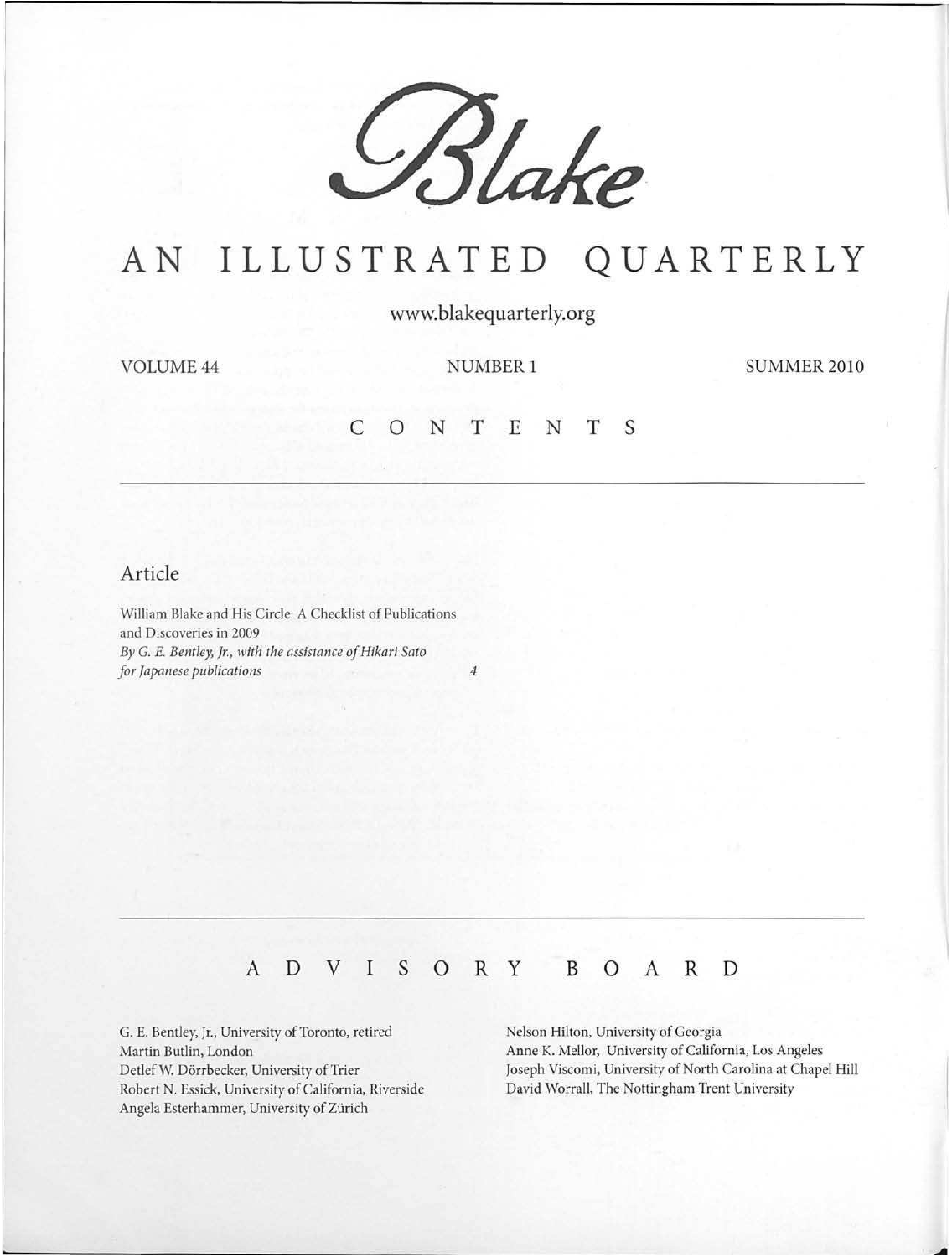# Blake

## AN ILLUSTRATED QUARTERLY

www.blakequarterly.org

VOLUME 44 NUMBER 1 SUMMER 2010

## CONTENTS

### Article

William Blake and His Circle: A Checklist of Publications and Discoveries in 2009
*By G. E. Bentley, Jr., with the assistance of Hikari Sato for Japanese publications* 4

## ADVISORY BOARD

G. E. Bentley, Jr., University of Toronto, retired
Martin Butlin, London
Detlef W. Dörrbecker, University of Trier
Robert N. Essick, University of California, Riverside
Angela Esterhammer, University of Zürich
Nelson Hilton, University of Georgia
Anne K. Mellor, University of California, Los Angeles
Joseph Viscomi, University of North Carolina at Chapel Hill
David Worrall, The Nottingham Trent University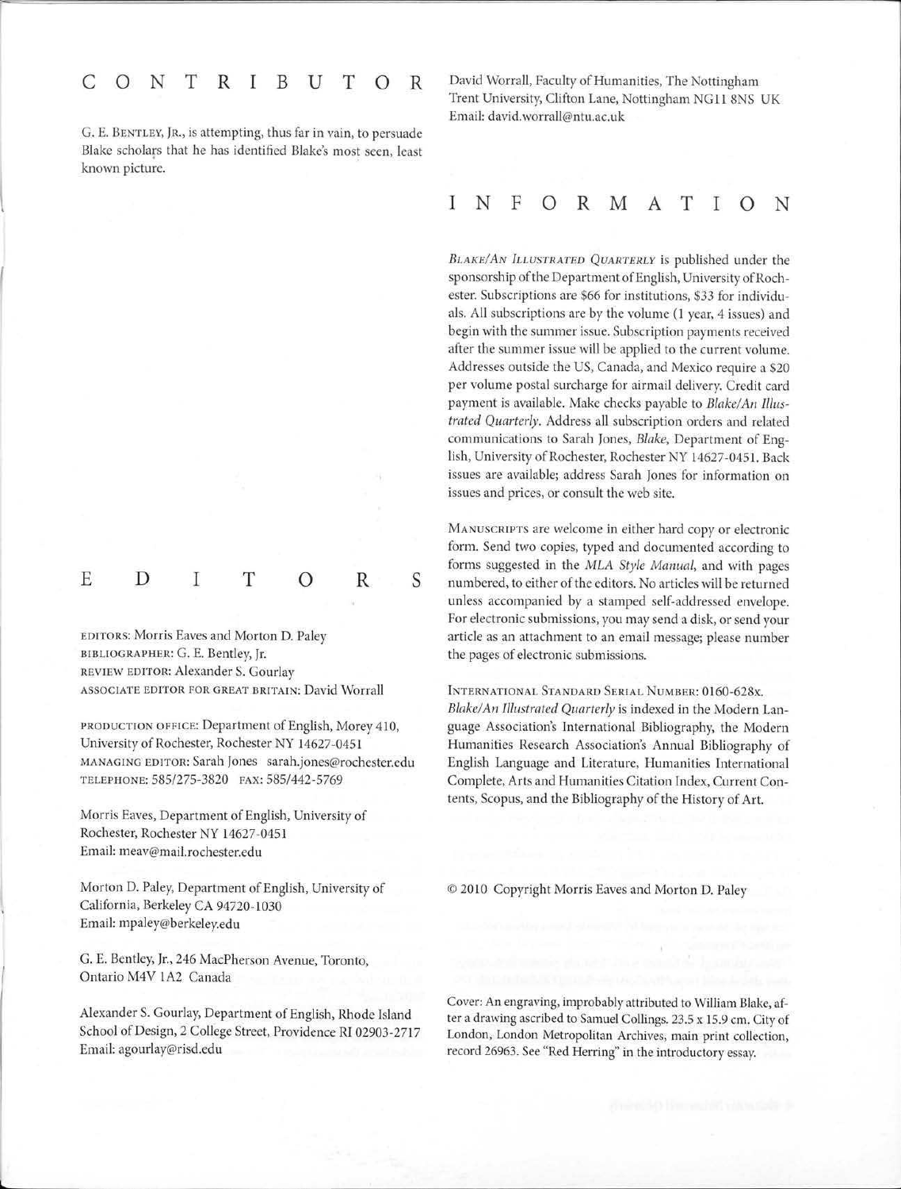## CONTRIBUTOR

G. E. BENTLEY, JR., is attempting, thus far in vain, to persuade Blake scholars that he has identified Blake's most seen, least known picture.

## EDITORS

EDITORS: Morris Eaves and Morton D. Paley
BIBLIOGRAPHER: G. E. Bentley, Jr.
REVIEW EDITOR: Alexander S. Gourlay
ASSOCIATE EDITOR FOR GREAT BRITAIN: David Worrall

PRODUCTION OFFICE: Department of English, Morey 410, University of Rochester, Rochester NY 14627-0451
MANAGING EDITOR: Sarah Jones sarah.jones@rochester.edu
TELEPHONE: 585/275-3820 FAX: 585/442-5769

Morris Eaves, Department of English, University of Rochester, Rochester NY 14627-0451
Email: meav@mail.rochester.edu

Morton D. Paley, Department of English, University of California, Berkeley CA 94720-1030
Email: mpaley@berkeley.edu

G. E. Bentley, Jr., 246 MacPherson Avenue, Toronto, Ontario M4V 1A2 Canada

Alexander S. Gourlay, Department of English, Rhode Island School of Design, 2 College Street, Providence RI 02903-2717
Email: agourlay@risd.edu

David Worrall, Faculty of Humanities, The Nottingham Trent University, Clifton Lane, Nottingham NG11 8NS UK
Email: david.worrall@ntu.ac.uk

## INFORMATION

*BLAKE/AN ILLUSTRATED QUARTERLY* is published under the sponsorship of the Department of English, University of Rochester. Subscriptions are $66 for institutions, $33 for individuals. All subscriptions are by the volume (1 year, 4 issues) and begin with the summer issue. Subscription payments received after the summer issue will be applied to the current volume. Addresses outside the US, Canada, and Mexico require a $20 per volume postal surcharge for airmail delivery. Credit card payment is available. Make checks payable to *Blake/An Illustrated Quarterly*. Address all subscription orders and related communications to Sarah Jones, *Blake*, Department of English, University of Rochester, Rochester NY 14627-0451. Back issues are available; address Sarah Jones for information on issues and prices, or consult the web site.

MANUSCRIPTS are welcome in either hard copy or electronic form. Send two copies, typed and documented according to forms suggested in the *MLA Style Manual*, and with pages numbered, to either of the editors. No articles will be returned unless accompanied by a stamped self-addressed envelope. For electronic submissions, you may send a disk, or send your article as an attachment to an email message; please number the pages of electronic submissions.

INTERNATIONAL STANDARD SERIAL NUMBER: 0160-628x.
*Blake/An Illustrated Quarterly* is indexed in the Modern Language Association's International Bibliography, the Modern Humanities Research Association's Annual Bibliography of English Language and Literature, Humanities International Complete, Arts and Humanities Citation Index, Current Contents, Scopus, and the Bibliography of the History of Art.

© 2010 Copyright Morris Eaves and Morton D. Paley

Cover: An engraving, improbably attributed to William Blake, after a drawing ascribed to Samuel Collings. 23.5 x 15.9 cm. City of London, London Metropolitan Archives, main print collection, record 26963. See "Red Herring" in the introductory essay.